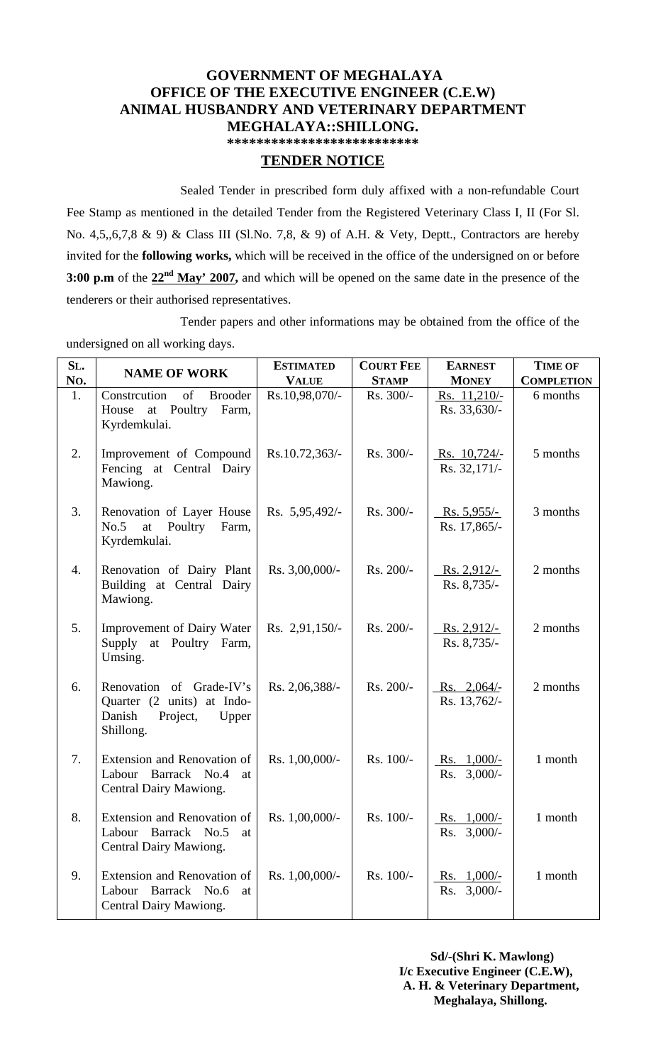# GOVERNMENT OF MEGHALAYA
## OFFICE OF THE EXECUTIVE ENGINEER (C.E.W)
## ANIMAL HUSBANDRY AND VETERINARY DEPARTMENT
## MEGHALAYA::SHILLONG.

**\*\*\*\*\*\*\*\*\*\*\*\*\*\*\*\*\*\*\*\*\*\*\*\*\*\***

## TENDER NOTICE

Sealed Tender in prescribed form duly affixed with a non-refundable Court Fee Stamp as mentioned in the detailed Tender from the Registered Veterinary Class I, II (For Sl. No. 4,5,,6,7,8 & 9) & Class III (Sl.No. 7,8, & 9) of A.H. & Vety, Deptt., Contractors are hereby invited for the **following works,** which will be received in the office of the undersigned on or before **3:00 p.m** of the **22nd May' 2007,** and which will be opened on the same date in the presence of the tenderers or their authorised representatives.

Tender papers and other informations may be obtained from the office of the undersigned on all working days.

| SL. No. | NAME OF WORK | ESTIMATED VALUE | COURT FEE STAMP | EARNEST MONEY | TIME OF COMPLETION |
|---|---|---|---|---|---|
| 1. | Constrcution of Brooder House at Poultry Farm, Kyrdemkulai. | Rs.10,98,070/- | Rs. 300/- | Rs. 11,210/- Rs. 33,630/- | 6 months |
| 2. | Improvement of Compound Fencing at Central Dairy Mawiong. | Rs.10.72,363/- | Rs. 300/- | Rs. 10,724/- Rs. 32,171/- | 5 months |
| 3. | Renovation of Layer House No.5 at Poultry Farm, Kyrdemkulai. | Rs. 5,95,492/- | Rs. 300/- | Rs. 5,955/- Rs. 17,865/- | 3 months |
| 4. | Renovation of Dairy Plant Building at Central Dairy Mawiong. | Rs. 3,00,000/- | Rs. 200/- | Rs. 2,912/- Rs. 8,735/- | 2 months |
| 5. | Improvement of Dairy Water Supply at Poultry Farm, Umsing. | Rs. 2,91,150/- | Rs. 200/- | Rs. 2,912/- Rs. 8,735/- | 2 months |
| 6. | Renovation of Grade-IV's Quarter (2 units) at Indo-Danish Project, Upper Shillong. | Rs. 2,06,388/- | Rs. 200/- | Rs. 2,064/- Rs. 13,762/- | 2 months |
| 7. | Extension and Renovation of Labour Barrack No.4 at Central Dairy Mawiong. | Rs. 1,00,000/- | Rs. 100/- | Rs. 1,000/- Rs. 3,000/- | 1 month |
| 8. | Extension and Renovation of Labour Barrack No.5 at Central Dairy Mawiong. | Rs. 1,00,000/- | Rs. 100/- | Rs. 1,000/- Rs. 3,000/- | 1 month |
| 9. | Extension and Renovation of Labour Barrack No.6 at Central Dairy Mawiong. | Rs. 1,00,000/- | Rs. 100/- | Rs. 1,000/- Rs. 3,000/- | 1 month |

**Sd/-(Shri K. Mawlong)**
**I/c Executive Engineer (C.E.W),**
**A. H. & Veterinary Department,**
**Meghalaya, Shillong.**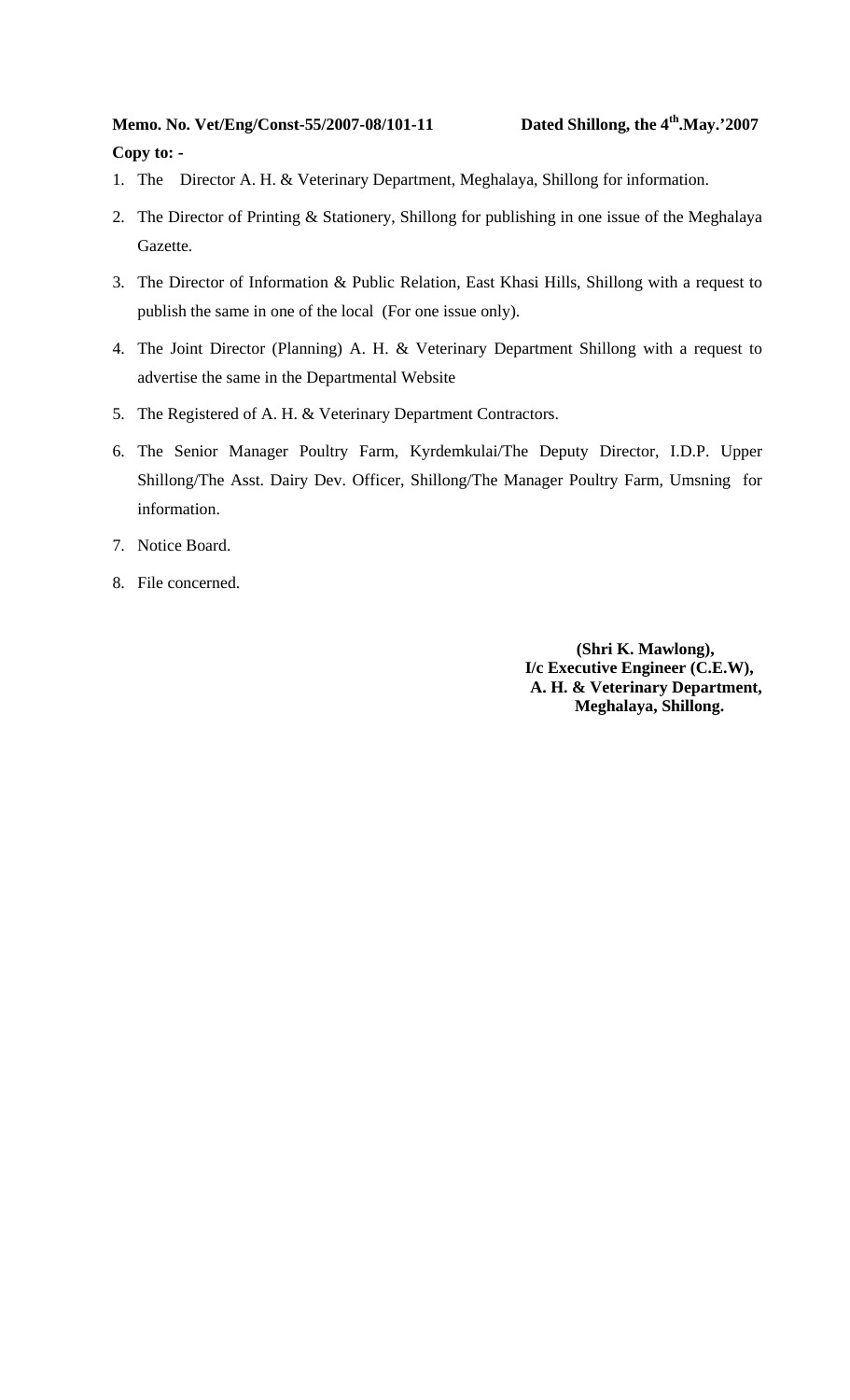**Memo. No. Vet/Eng/Const-55/2007-08/101-11** **Dated Shillong, the 4th.May.'2007**

**Copy to: -**

1. The Director A. H. & Veterinary Department, Meghalaya, Shillong for information.
2. The Director of Printing & Stationery, Shillong for publishing in one issue of the Meghalaya Gazette.
3. The Director of Information & Public Relation, East Khasi Hills, Shillong with a request to publish the same in one of the local (For one issue only).
4. The Joint Director (Planning) A. H. & Veterinary Department Shillong with a request to advertise the same in the Departmental Website
5. The Registered of A. H. & Veterinary Department Contractors.
6. The Senior Manager Poultry Farm, Kyrdemkulai/The Deputy Director, I.D.P. Upper Shillong/The Asst. Dairy Dev. Officer, Shillong/The Manager Poultry Farm, Umsning for information.
7. Notice Board.
8. File concerned.

**(Shri K. Mawlong),**
**I/c Executive Engineer (C.E.W),**
**A. H. & Veterinary Department,**
**Meghalaya, Shillong.**